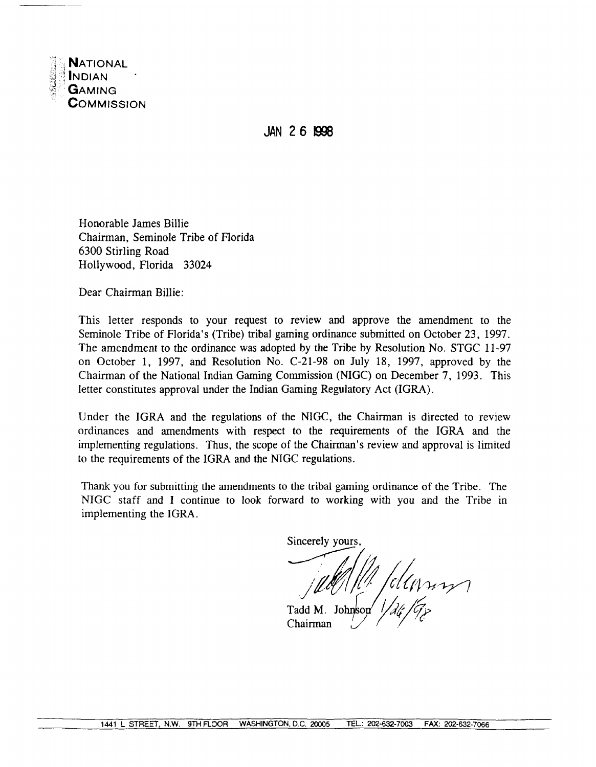**NATIONAL INDIAN GAMING COMMISSION**

JAN 26 1998

Honorable James Billie
Chairman, Seminole Tribe of Florida
6300 Stirling Road
Hollywood, Florida 33024

Dear Chairman Billie:

This letter responds to your request to review and approve the amendment to the Seminole Tribe of Florida's (Tribe) tribal gaming ordinance submitted on October 23, 1997. The amendment to the ordinance was adopted by the Tribe by Resolution No. STGC 11-97 on October 1, 1997, and Resolution No. C-21-98 on July 18, 1997, approved by the Chairman of the National Indian Gaming Commission (NIGC) on December 7, 1993. This letter constitutes approval under the Indian Gaming Regulatory Act (IGRA).

Under the IGRA and the regulations of the NIGC, the Chairman is directed to review ordinances and amendments with respect to the requirements of the IGRA and the implementing regulations. Thus, the scope of the Chairman's review and approval is limited to the requirements of the IGRA and the NIGC regulations.

Thank you for submitting the amendments to the tribal gaming ordinance of the Tribe. The NIGC staff and I continue to look forward to working with you and the Tribe in implementing the IGRA.

Sincerely yours,

Tadd M. Johnson 1/26/98
Chairman

1441 L STREET, N.W. 9TH FLOOR WASHINGTON, D.C. 20005 TEL.: 202-632-7003 FAX: 202-632-7066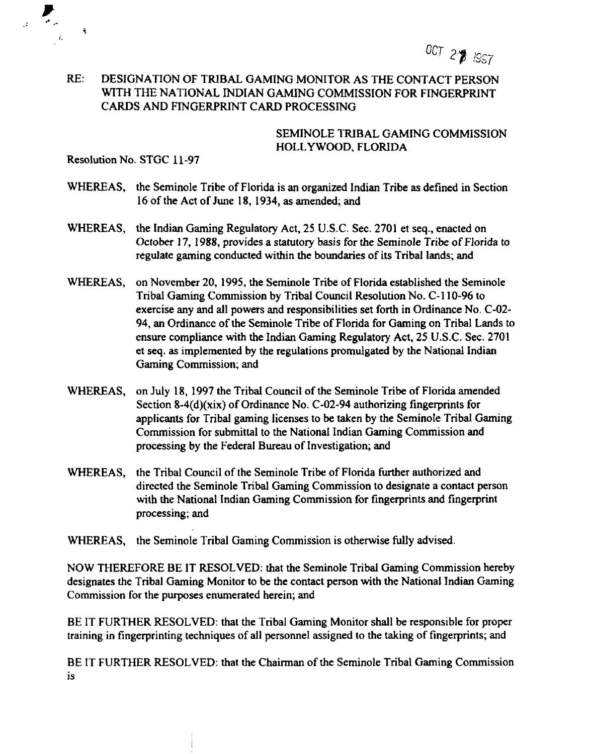OCT 2? 1997

RE: DESIGNATION OF TRIBAL GAMING MONITOR AS THE CONTACT PERSON WITH THE NATIONAL INDIAN GAMING COMMISSION FOR FINGERPRINT CARDS AND FINGERPRINT CARD PROCESSING

SEMINOLE TRIBAL GAMING COMMISSION
HOLLYWOOD, FLORIDA

Resolution No. STGC 11-97

WHEREAS, the Seminole Tribe of Florida is an organized Indian Tribe as defined in Section 16 of the Act of June 18, 1934, as amended; and

WHEREAS, the Indian Gaming Regulatory Act, 25 U.S.C. Sec. 2701 et seq., enacted on October 17, 1988, provides a statutory basis for the Seminole Tribe of Florida to regulate gaming conducted within the boundaries of its Tribal lands; and

WHEREAS, on November 20, 1995, the Seminole Tribe of Florida established the Seminole Tribal Gaming Commission by Tribal Council Resolution No. C-110-96 to exercise any and all powers and responsibilities set forth in Ordinance No. C-02-94, an Ordinance of the Seminole Tribe of Florida for Gaming on Tribal Lands to ensure compliance with the Indian Gaming Regulatory Act, 25 U.S.C. Sec. 2701 et seq. as implemented by the regulations promulgated by the National Indian Gaming Commission; and

WHEREAS, on July 18, 1997 the Tribal Council of the Seminole Tribe of Florida amended Section 8-4(d)(xix) of Ordinance No. C-02-94 authorizing fingerprints for applicants for Tribal gaming licenses to be taken by the Seminole Tribal Gaming Commission for submittal to the National Indian Gaming Commission and processing by the Federal Bureau of Investigation; and

WHEREAS, the Tribal Council of the Seminole Tribe of Florida further authorized and directed the Seminole Tribal Gaming Commission to designate a contact person with the National Indian Gaming Commission for fingerprints and fingerprint processing; and

WHEREAS, the Seminole Tribal Gaming Commission is otherwise fully advised.

NOW THEREFORE BE IT RESOLVED: that the Seminole Tribal Gaming Commission hereby designates the Tribal Gaming Monitor to be the contact person with the National Indian Gaming Commission for the purposes enumerated herein; and

BE IT FURTHER RESOLVED: that the Tribal Gaming Monitor shall be responsible for proper training in fingerprinting techniques of all personnel assigned to the taking of fingerprints; and

BE IT FURTHER RESOLVED: that the Chairman of the Seminole Tribal Gaming Commission is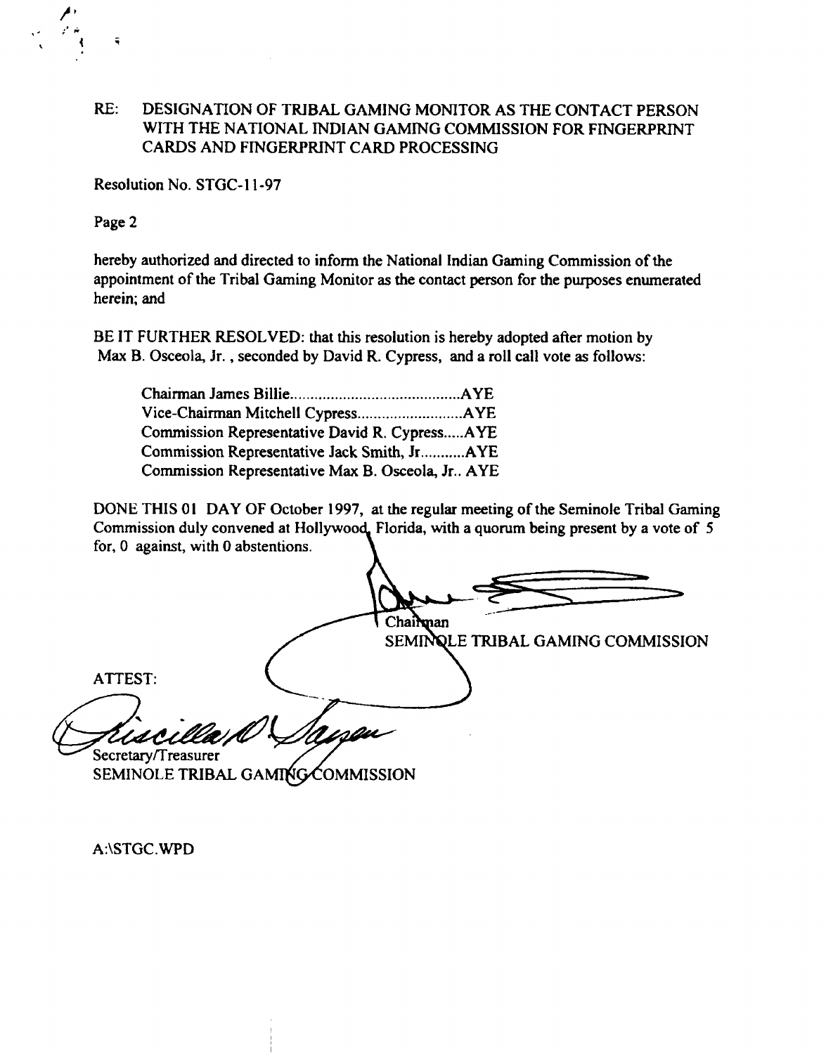RE: DESIGNATION OF TRIBAL GAMING MONITOR AS THE CONTACT PERSON WITH THE NATIONAL INDIAN GAMING COMMISSION FOR FINGERPRINT CARDS AND FINGERPRINT CARD PROCESSING

Resolution No. STGC-11-97

Page 2

hereby authorized and directed to inform the National Indian Gaming Commission of the appointment of the Tribal Gaming Monitor as the contact person for the purposes enumerated herein; and

BE IT FURTHER RESOLVED: that this resolution is hereby adopted after motion by Max B. Osceola, Jr. , seconded by David R. Cypress, and a roll call vote as follows:

Chairman James Billie..........................................AYE
Vice-Chairman Mitchell Cypress..........................AYE
Commission Representative David R. Cypress.....AYE
Commission Representative Jack Smith, Jr...........AYE
Commission Representative Max B. Osceola, Jr.. AYE

DONE THIS 01 DAY OF October 1997, at the regular meeting of the Seminole Tribal Gaming Commission duly convened at Hollywood, Florida, with a quorum being present by a vote of 5 for, 0 against, with 0 abstentions.

Chairman
SEMINOLE TRIBAL GAMING COMMISSION

ATTEST:

Secretary/Treasurer
SEMINOLE TRIBAL GAMING COMMISSION

A:\STGC.WPD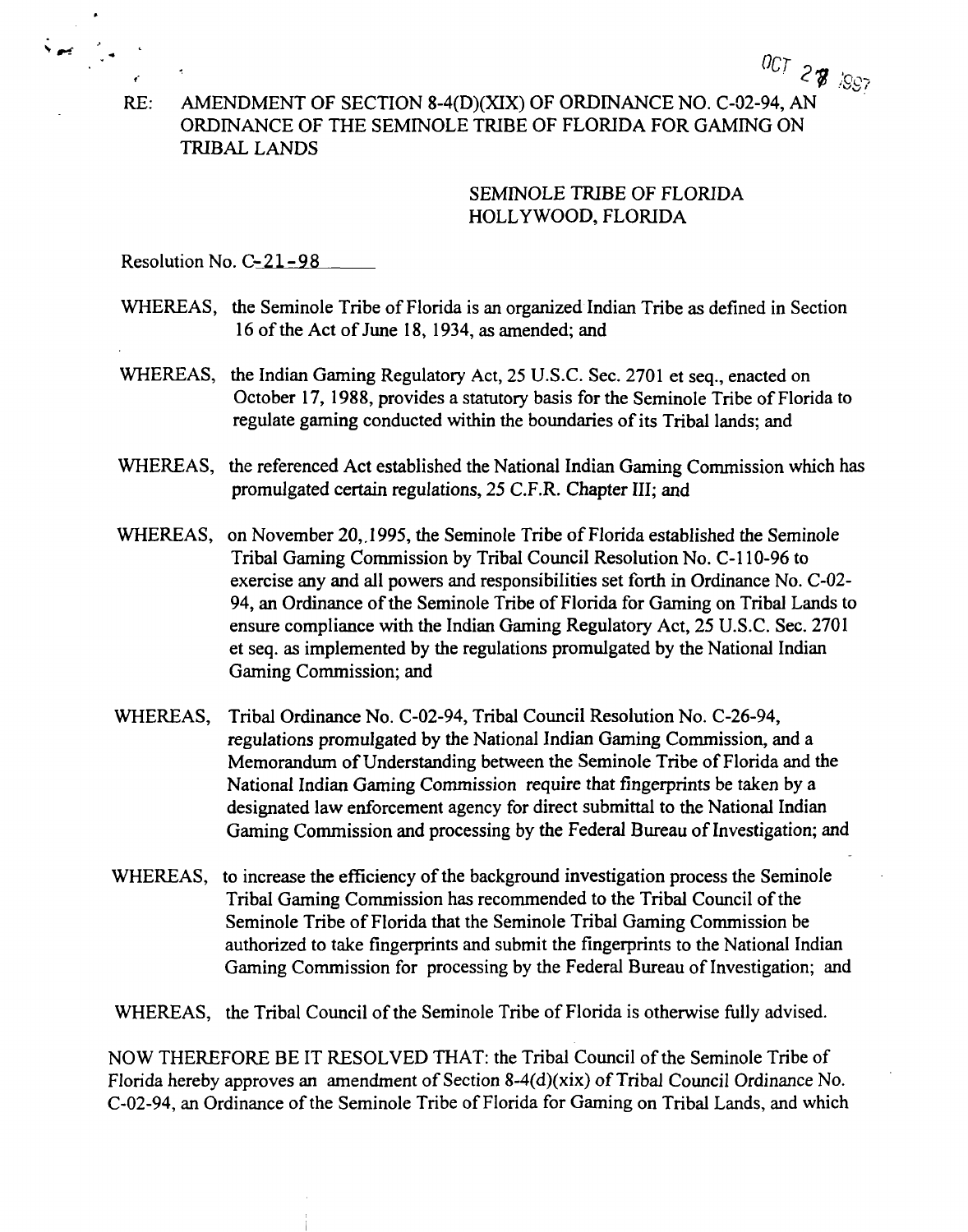OCT 27 1997

RE: AMENDMENT OF SECTION 8-4(D)(XIX) OF ORDINANCE NO. C-02-94, AN ORDINANCE OF THE SEMINOLE TRIBE OF FLORIDA FOR GAMING ON TRIBAL LANDS

SEMINOLE TRIBE OF FLORIDA
HOLLYWOOD, FLORIDA

Resolution No. C-21-98

WHEREAS, the Seminole Tribe of Florida is an organized Indian Tribe as defined in Section 16 of the Act of June 18, 1934, as amended; and

WHEREAS, the Indian Gaming Regulatory Act, 25 U.S.C. Sec. 2701 et seq., enacted on October 17, 1988, provides a statutory basis for the Seminole Tribe of Florida to regulate gaming conducted within the boundaries of its Tribal lands; and

WHEREAS, the referenced Act established the National Indian Gaming Commission which has promulgated certain regulations, 25 C.F.R. Chapter III; and

WHEREAS, on November 20, 1995, the Seminole Tribe of Florida established the Seminole Tribal Gaming Commission by Tribal Council Resolution No. C-110-96 to exercise any and all powers and responsibilities set forth in Ordinance No. C-02-94, an Ordinance of the Seminole Tribe of Florida for Gaming on Tribal Lands to ensure compliance with the Indian Gaming Regulatory Act, 25 U.S.C. Sec. 2701 et seq. as implemented by the regulations promulgated by the National Indian Gaming Commission; and

WHEREAS, Tribal Ordinance No. C-02-94, Tribal Council Resolution No. C-26-94, regulations promulgated by the National Indian Gaming Commission, and a Memorandum of Understanding between the Seminole Tribe of Florida and the National Indian Gaming Commission require that fingerprints be taken by a designated law enforcement agency for direct submittal to the National Indian Gaming Commission and processing by the Federal Bureau of Investigation; and

WHEREAS, to increase the efficiency of the background investigation process the Seminole Tribal Gaming Commission has recommended to the Tribal Council of the Seminole Tribe of Florida that the Seminole Tribal Gaming Commission be authorized to take fingerprints and submit the fingerprints to the National Indian Gaming Commission for processing by the Federal Bureau of Investigation; and

WHEREAS, the Tribal Council of the Seminole Tribe of Florida is otherwise fully advised.

NOW THEREFORE BE IT RESOLVED THAT: the Tribal Council of the Seminole Tribe of Florida hereby approves an amendment of Section 8-4(d)(xix) of Tribal Council Ordinance No. C-02-94, an Ordinance of the Seminole Tribe of Florida for Gaming on Tribal Lands, and which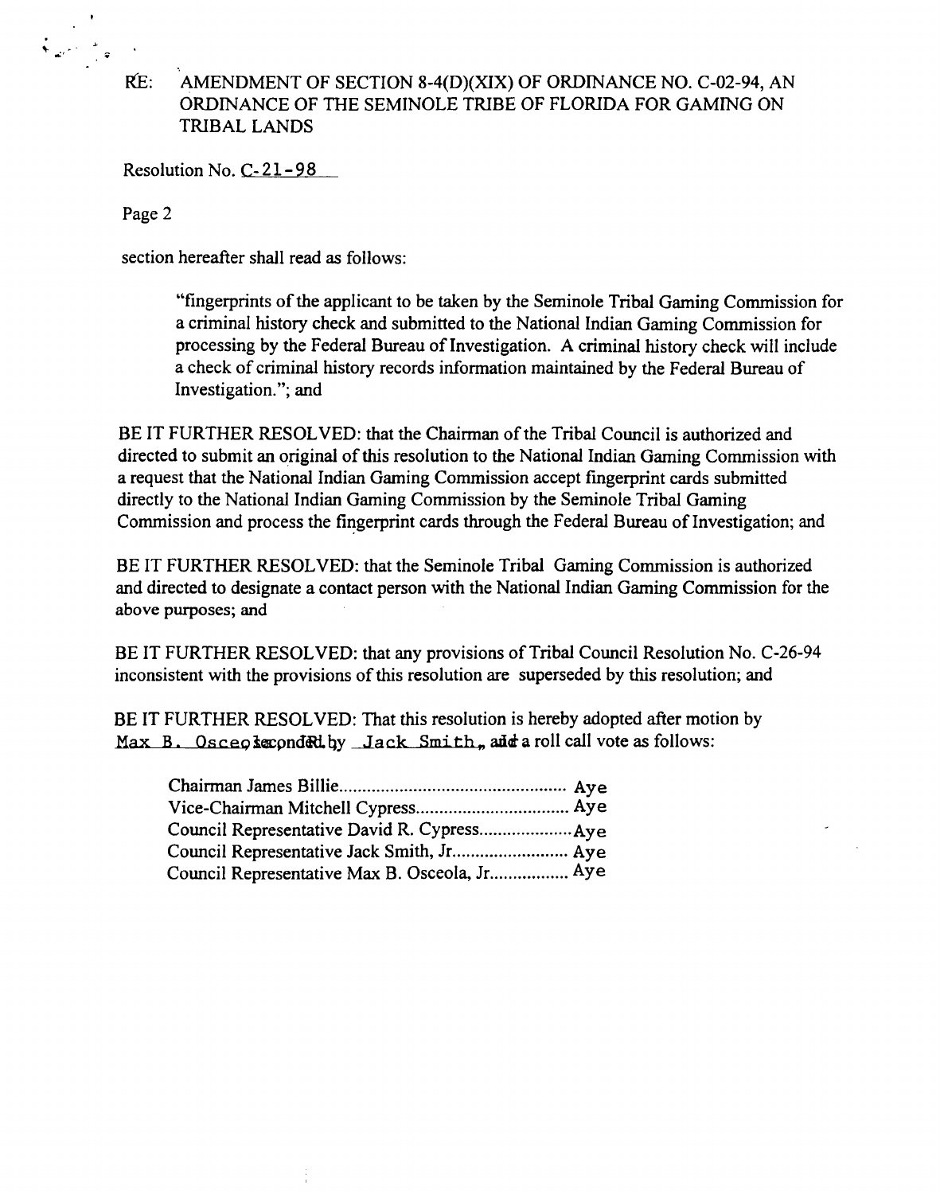RE: AMENDMENT OF SECTION 8-4(D)(XIX) OF ORDINANCE NO. C-02-94, AN ORDINANCE OF THE SEMINOLE TRIBE OF FLORIDA FOR GAMING ON TRIBAL LANDS

Resolution No. C-21-98

Page 2

section hereafter shall read as follows:

> "fingerprints of the applicant to be taken by the Seminole Tribal Gaming Commission for a criminal history check and submitted to the National Indian Gaming Commission for processing by the Federal Bureau of Investigation. A criminal history check will include a check of criminal history records information maintained by the Federal Bureau of Investigation."; and

BE IT FURTHER RESOLVED: that the Chairman of the Tribal Council is authorized and directed to submit an original of this resolution to the National Indian Gaming Commission with a request that the National Indian Gaming Commission accept fingerprint cards submitted directly to the National Indian Gaming Commission by the Seminole Tribal Gaming Commission and process the fingerprint cards through the Federal Bureau of Investigation; and

BE IT FURTHER RESOLVED: that the Seminole Tribal Gaming Commission is authorized and directed to designate a contact person with the National Indian Gaming Commission for the above purposes; and

BE IT FURTHER RESOLVED: that any provisions of Tribal Council Resolution No. C-26-94 inconsistent with the provisions of this resolution are superseded by this resolution; and

BE IT FURTHER RESOLVED: That this resolution is hereby adopted after motion by Max B. Osceola, Jr., seconded by Jack Smith, Jr., and a roll call vote as follows:

Chairman James Billie.................................................. Aye
Vice-Chairman Mitchell Cypress................................. Aye
Council Representative David R. Cypress.................... Aye
Council Representative Jack Smith, Jr......................... Aye
Council Representative Max B. Osceola, Jr................. Aye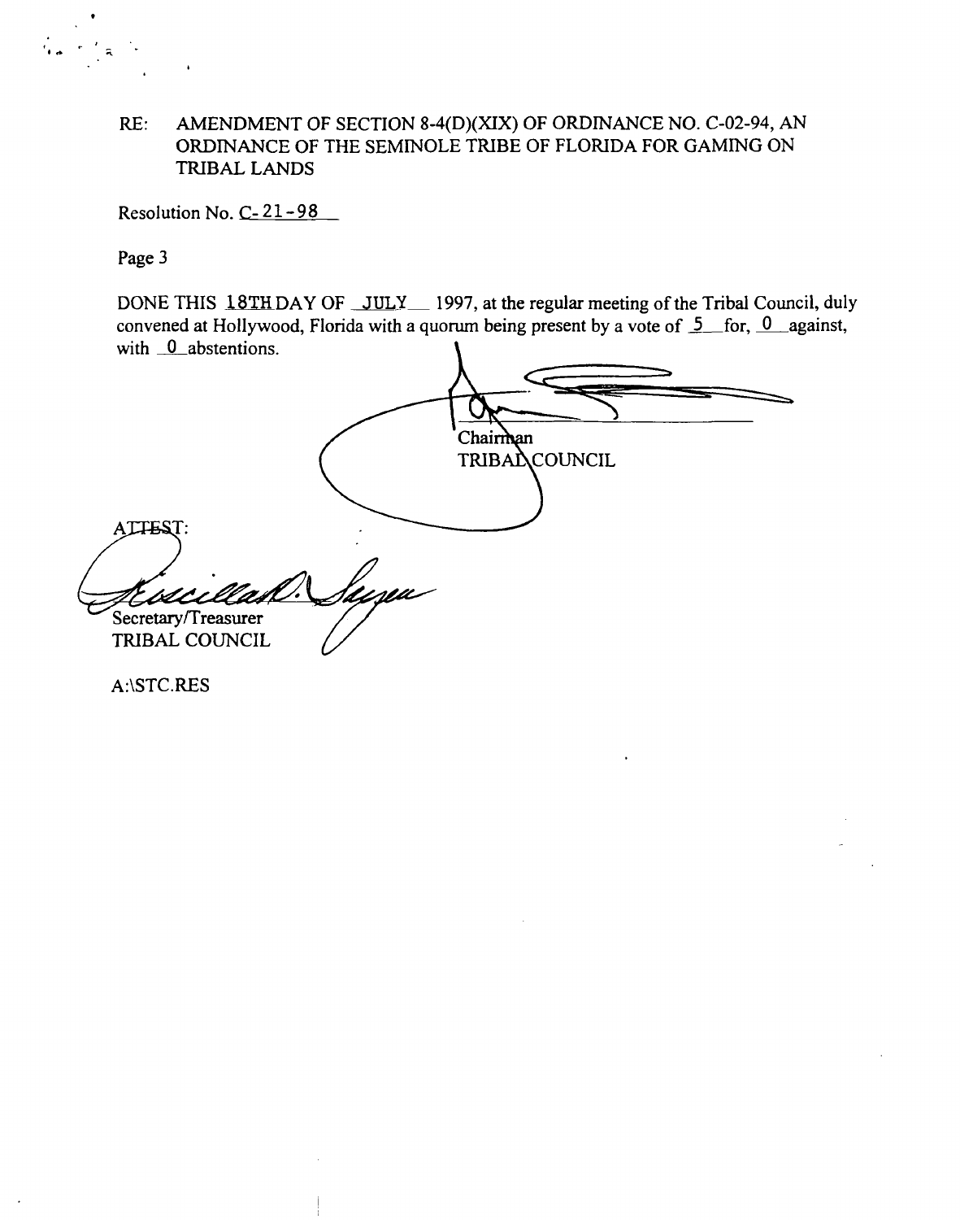RE: AMENDMENT OF SECTION 8-4(D)(XIX) OF ORDINANCE NO. C-02-94, AN ORDINANCE OF THE SEMINOLE TRIBE OF FLORIDA FOR GAMING ON TRIBAL LANDS

Resolution No. C-21-98

Page 3

DONE THIS 18TH DAY OF JULY 1997, at the regular meeting of the Tribal Council, duly convened at Hollywood, Florida with a quorum being present by a vote of 5 for, 0 against, with 0 abstentions.

Chairman
TRIBAL COUNCIL

ATTEST:

Secretary/Treasurer
TRIBAL COUNCIL

A:\STC.RES